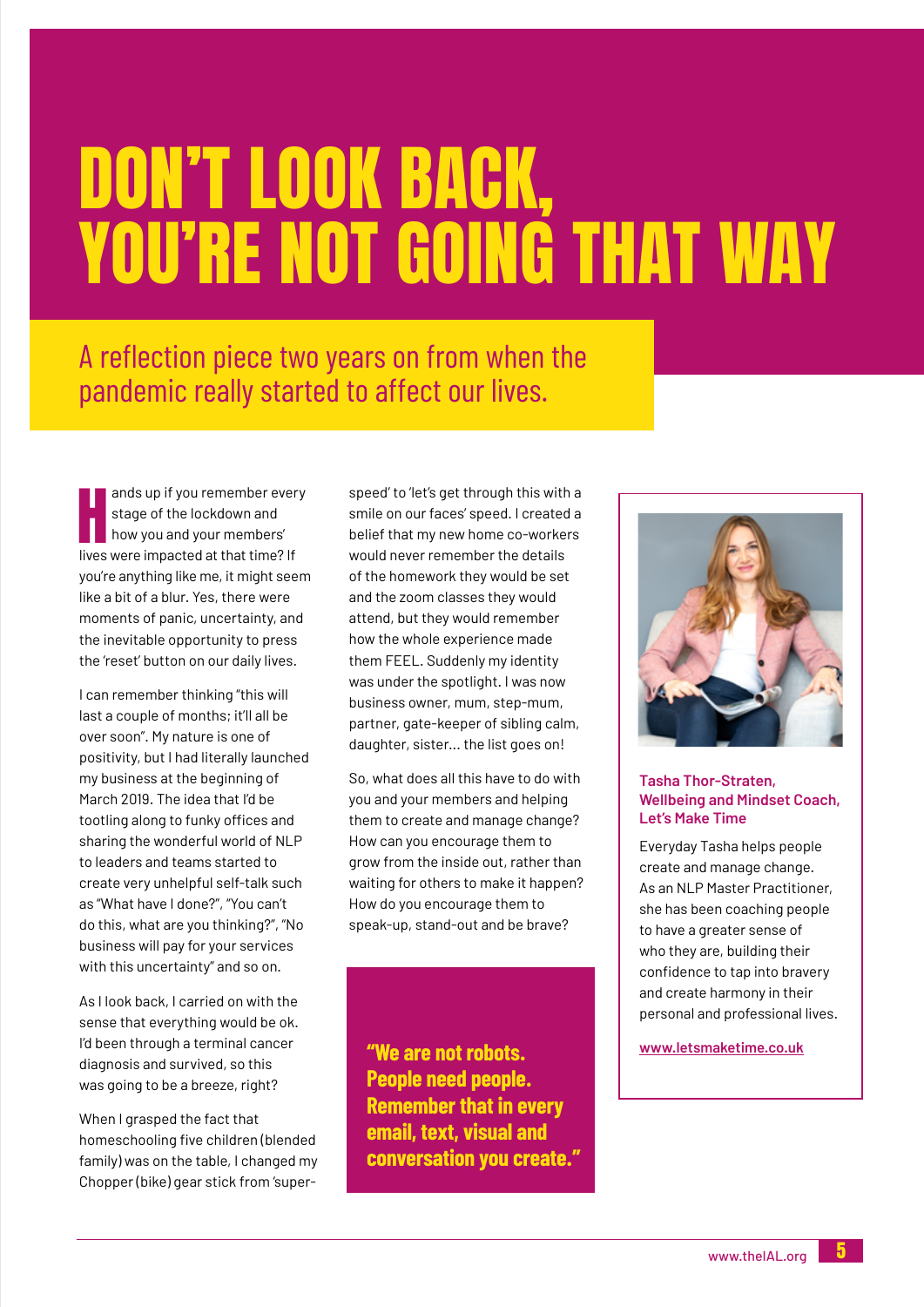# DON'T LOOK BACK, YOU'RE NOT GOING THAT WAY

## A reflection piece two years on from when the pandemic really started to affect our lives.

Hands up if you remember every stage of the lockdown and how you and your members' lives were impacted at that time? If you're anything like me, it might seem like a bit of a blur. Yes, there were moments of panic, uncertainty, and the inevitable opportunity to press the 'reset' button on our daily lives.

I can remember thinking "this will last a couple of months; it'll all be over soon". My nature is one of positivity, but I had literally launched my business at the beginning of March 2019. The idea that I'd be tootling along to funky offices and sharing the wonderful world of NLP to leaders and teams started to create very unhelpful self-talk such as "What have I done?", "You can't do this, what are you thinking?", "No business will pay for your services with this uncertainty" and so on.

As I look back, I carried on with the sense that everything would be ok. I'd been through a terminal cancer diagnosis and survived, so this was going to be a breeze, right?

When I grasped the fact that homeschooling five children (blended family) was on the table, I changed my Chopper (bike) gear stick from 'super-speed' to 'let's get through this with a smile on our faces' speed. I created a belief that my new home co-workers would never remember the details of the homework they would be set and the zoom classes they would attend, but they would remember how the whole experience made them FEEL. Suddenly my identity was under the spotlight. I was now business owner, mum, step-mum, partner, gate-keeper of sibling calm, daughter, sister... the list goes on!

So, what does all this have to do with you and your members and helping them to create and manage change? How can you encourage them to grow from the inside out, rather than waiting for others to make it happen? How do you encourage them to speak-up, stand-out and be brave?

> **"We are not robots. People need people. Remember that in every email, text, visual and conversation you create."**

**Tasha Thor-Straten, Wellbeing and Mindset Coach, Let's Make Time**

Everyday Tasha helps people create and manage change. As an NLP Master Practitioner, she has been coaching people to have a greater sense of who they are, building their confidence to tap into bravery and create harmony in their personal and professional lives.

www.letsmaketime.co.uk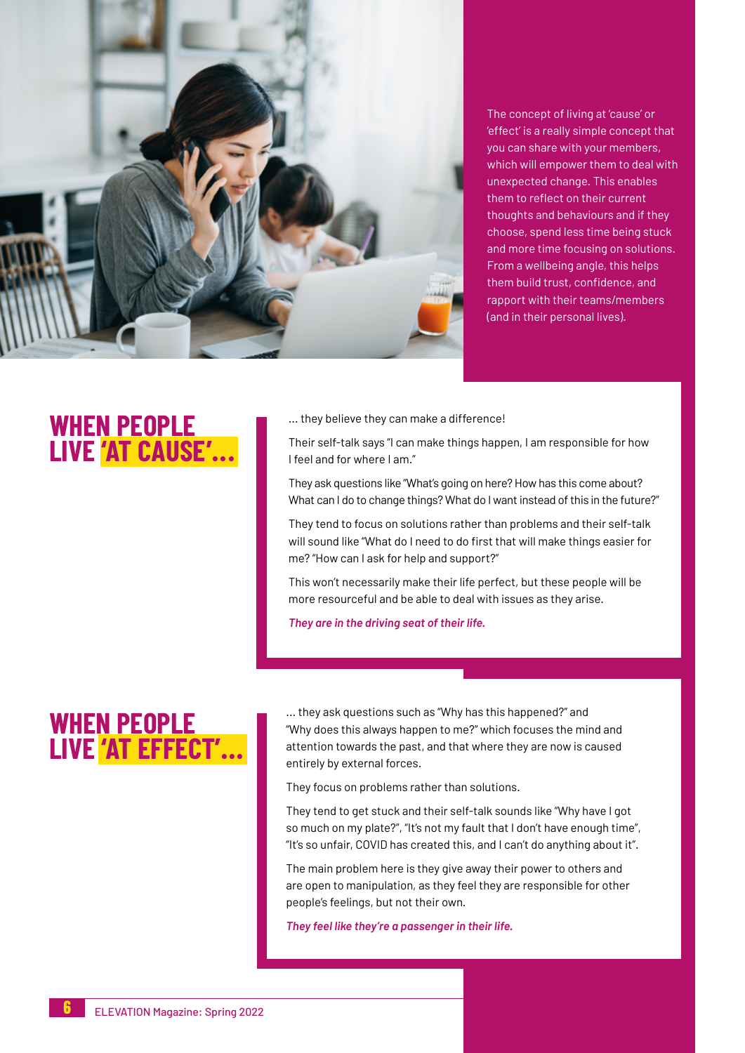The concept of living at 'cause' or 'effect' is a really simple concept that you can share with your members, which will empower them to deal with unexpected change. This enables them to reflect on their current thoughts and behaviours and if they choose, spend less time being stuck and more time focusing on solutions. From a wellbeing angle, this helps them build trust, confidence, and rapport with their teams/members (and in their personal lives).

## WHEN PEOPLE LIVE 'AT CAUSE'...

... they believe they can make a difference!

Their self-talk says "I can make things happen, I am responsible for how I feel and for where I am."

They ask questions like "What's going on here? How has this come about? What can I do to change things? What do I want instead of this in the future?"

They tend to focus on solutions rather than problems and their self-talk will sound like "What do I need to do first that will make things easier for me? "How can I ask for help and support?"

This won't necessarily make their life perfect, but these people will be more resourceful and be able to deal with issues as they arise.

***They are in the driving seat of their life.***

## WHEN PEOPLE LIVE 'AT EFFECT'...

... they ask questions such as "Why has this happened?" and "Why does this always happen to me?" which focuses the mind and attention towards the past, and that where they are now is caused entirely by external forces.

They focus on problems rather than solutions.

They tend to get stuck and their self-talk sounds like "Why have I got so much on my plate?", "It's not my fault that I don't have enough time", "It's so unfair, COVID has created this, and I can't do anything about it".

The main problem here is they give away their power to others and are open to manipulation, as they feel they are responsible for other people's feelings, but not their own.

***They feel like they're a passenger in their life.***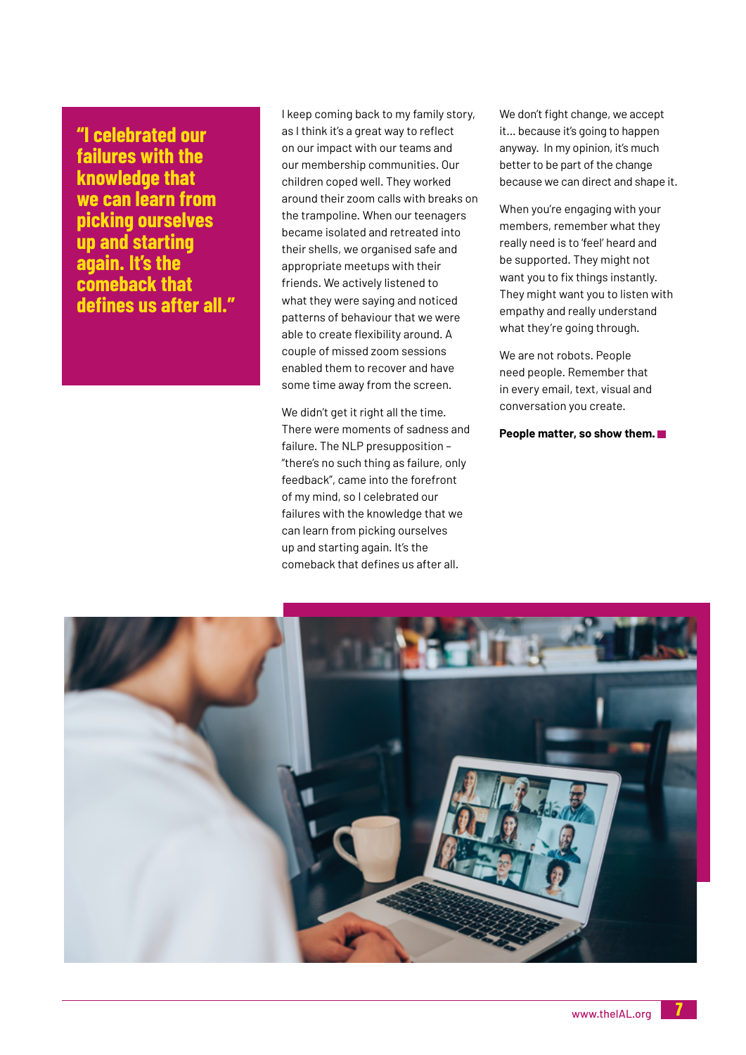> **"I celebrated our failures with the knowledge that we can learn from picking ourselves up and starting again. It's the comeback that defines us after all."**

I keep coming back to my family story, as I think it's a great way to reflect on our impact with our teams and our membership communities. Our children coped well. They worked around their zoom calls with breaks on the trampoline. When our teenagers became isolated and retreated into their shells, we organised safe and appropriate meetups with their friends. We actively listened to what they were saying and noticed patterns of behaviour that we were able to create flexibility around. A couple of missed zoom sessions enabled them to recover and have some time away from the screen.

We didn't get it right all the time. There were moments of sadness and failure. The NLP presupposition – "there's no such thing as failure, only feedback", came into the forefront of my mind, so I celebrated our failures with the knowledge that we can learn from picking ourselves up and starting again. It's the comeback that defines us after all.

We don't fight change, we accept it... because it's going to happen anyway. In my opinion, it's much better to be part of the change because we can direct and shape it.

When you're engaging with your members, remember what they really need is to 'feel' heard and be supported. They might not want you to fix things instantly. They might want you to listen with empathy and really understand what they're going through.

We are not robots. People need people. Remember that in every email, text, visual and conversation you create.

**People matter, so show them.**